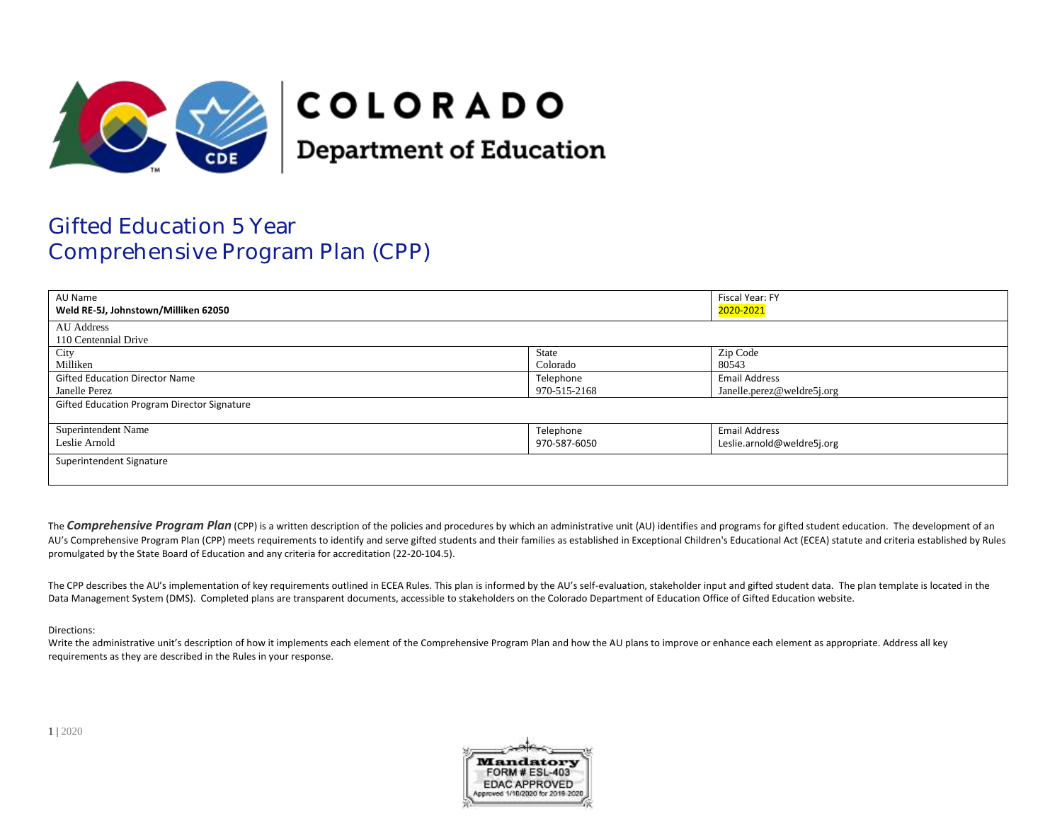COLORADO

Department of Education

# Gifted Education 5 Year Comprehensive Program Plan (CPP)

| AU Name<br>**Weld RE-5J, Johnstown/Milliken 62050** | | Fiscal Year: FY<br>2020-2021 |
|---|---|---|
| AU Address<br>110 Centennial Drive | | |
| City<br>Milliken | State<br>Colorado | Zip Code<br>80543 |
| Gifted Education Director Name<br>Janelle Perez | Telephone<br>970-515-2168 | Email Address<br>Janelle.perez@weldre5j.org |
| Gifted Education Program Director Signature | | |
| Superintendent Name<br>Leslie Arnold | Telephone<br>970-587-6050 | Email Address<br>Leslie.arnold@weldre5j.org |
| Superintendent Signature | | |

The ***Comprehensive Program Plan*** (CPP) is a written description of the policies and procedures by which an administrative unit (AU) identifies and programs for gifted student education. The development of an AU's Comprehensive Program Plan (CPP) meets requirements to identify and serve gifted students and their families as established in Exceptional Children's Educational Act (ECEA) statute and criteria established by Rules promulgated by the State Board of Education and any criteria for accreditation (22-20-104.5).

The CPP describes the AU's implementation of key requirements outlined in ECEA Rules. This plan is informed by the AU's self-evaluation, stakeholder input and gifted student data. The plan template is located in the Data Management System (DMS). Completed plans are transparent documents, accessible to stakeholders on the Colorado Department of Education Office of Gifted Education website.

Directions:
Write the administrative unit's description of how it implements each element of the Comprehensive Program Plan and how the AU plans to improve or enhance each element as appropriate. Address all key requirements as they are described in the Rules in your response.

Mandatory
FORM # ESL-403
EDAC APPROVED
Approved 1/10/2020 for 2019-2020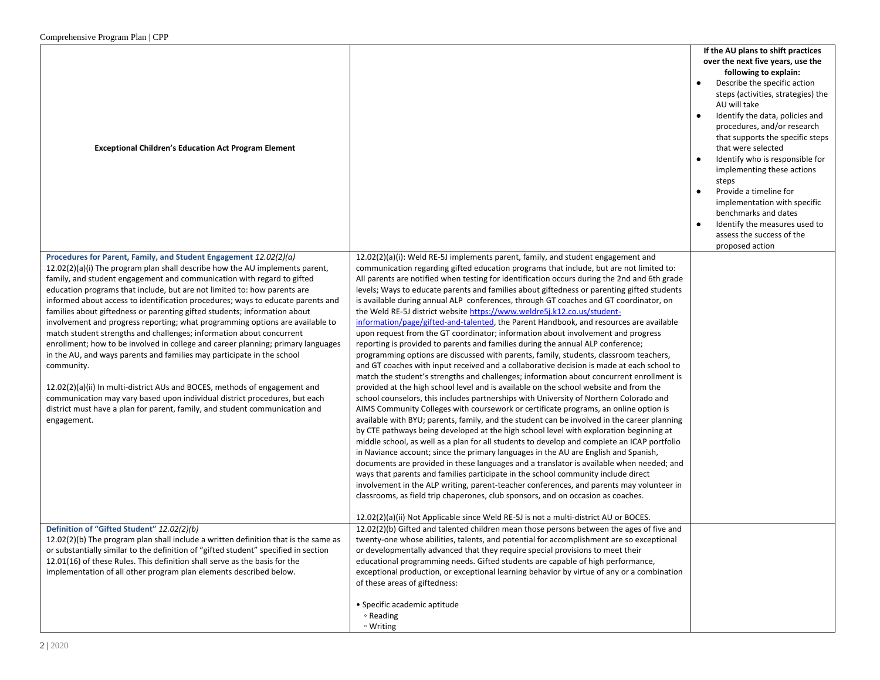| Exceptional Children's Education Act Program Element | | If the AU plans to shift practices over the next five years, use the following to explain:<br>● Describe the specific action steps (activities, strategies) the AU will take<br>● Identify the data, policies and procedures, and/or research that supports the specific steps that were selected<br>● Identify who is responsible for implementing these actions steps<br>● Provide a timeline for implementation with specific benchmarks and dates<br>● Identify the measures used to assess the success of the proposed action |
|---|---|---|
| **Procedures for Parent, Family, and Student Engagement** *12.02(2)(a)*<br>12.02(2)(a)(i) The program plan shall describe how the AU implements parent, family, and student engagement and communication with regard to gifted education programs that include, but are not limited to: how parents are informed about access to identification procedures; ways to educate parents and families about giftedness or parenting gifted students; information about involvement and progress reporting; what programming options are available to match student strengths and challenges; information about concurrent enrollment; how to be involved in college and career planning; primary languages in the AU, and ways parents and families may participate in the school community.<br><br>12.02(2)(a)(ii) In multi-district AUs and BOCES, methods of engagement and communication may vary based upon individual district procedures, but each district must have a plan for parent, family, and student communication and engagement. | 12.02(2)(a)(i): Weld RE-5J implements parent, family, and student engagement and communication regarding gifted education programs that include, but are not limited to: All parents are notified when testing for identification occurs during the 2nd and 6th grade levels; Ways to educate parents and families about giftedness or parenting gifted students is available during annual ALP conferences, through GT coaches and GT coordinator, on the Weld RE-5J district website https://www.weldre5j.k12.co.us/student-information/page/gifted-and-talented, the Parent Handbook, and resources are available upon request from the GT coordinator; information about involvement and progress reporting is provided to parents and families during the annual ALP conference; programming options are discussed with parents, family, students, classroom teachers, and GT coaches with input received and a collaborative decision is made at each school to match the student's strengths and challenges; information about concurrent enrollment is provided at the high school level and is available on the school website and from the school counselors, this includes partnerships with University of Northern Colorado and AIMS Community Colleges with coursework or certificate programs, an online option is available with BYU; parents, family, and the student can be involved in the career planning by CTE pathways being developed at the high school level with exploration beginning at middle school, as well as a plan for all students to develop and complete an ICAP portfolio in Naviance account; since the primary languages in the AU are English and Spanish, documents are provided in these languages and a translator is available when needed; and ways that parents and families participate in the school community include direct involvement in the ALP writing, parent-teacher conferences, and parents may volunteer in classrooms, as field trip chaperones, club sponsors, and on occasion as coaches.<br><br>12.02(2)(a)(ii) Not Applicable since Weld RE-5J is not a multi-district AU or BOCES. | |
| **Definition of "Gifted Student"** *12.02(2)(b)*<br>12.02(2)(b) The program plan shall include a written definition that is the same as or substantially similar to the definition of "gifted student" specified in section 12.01(16) of these Rules. This definition shall serve as the basis for the implementation of all other program plan elements described below. | 12.02(2)(b) Gifted and talented children mean those persons between the ages of five and twenty-one whose abilities, talents, and potential for accomplishment are so exceptional or developmentally advanced that they require special provisions to meet their educational programming needs. Gifted students are capable of high performance, exceptional production, or exceptional learning behavior by virtue of any or a combination of these areas of giftedness:<br><br>• Specific academic aptitude<br>◦ Reading<br>◦ Writing | |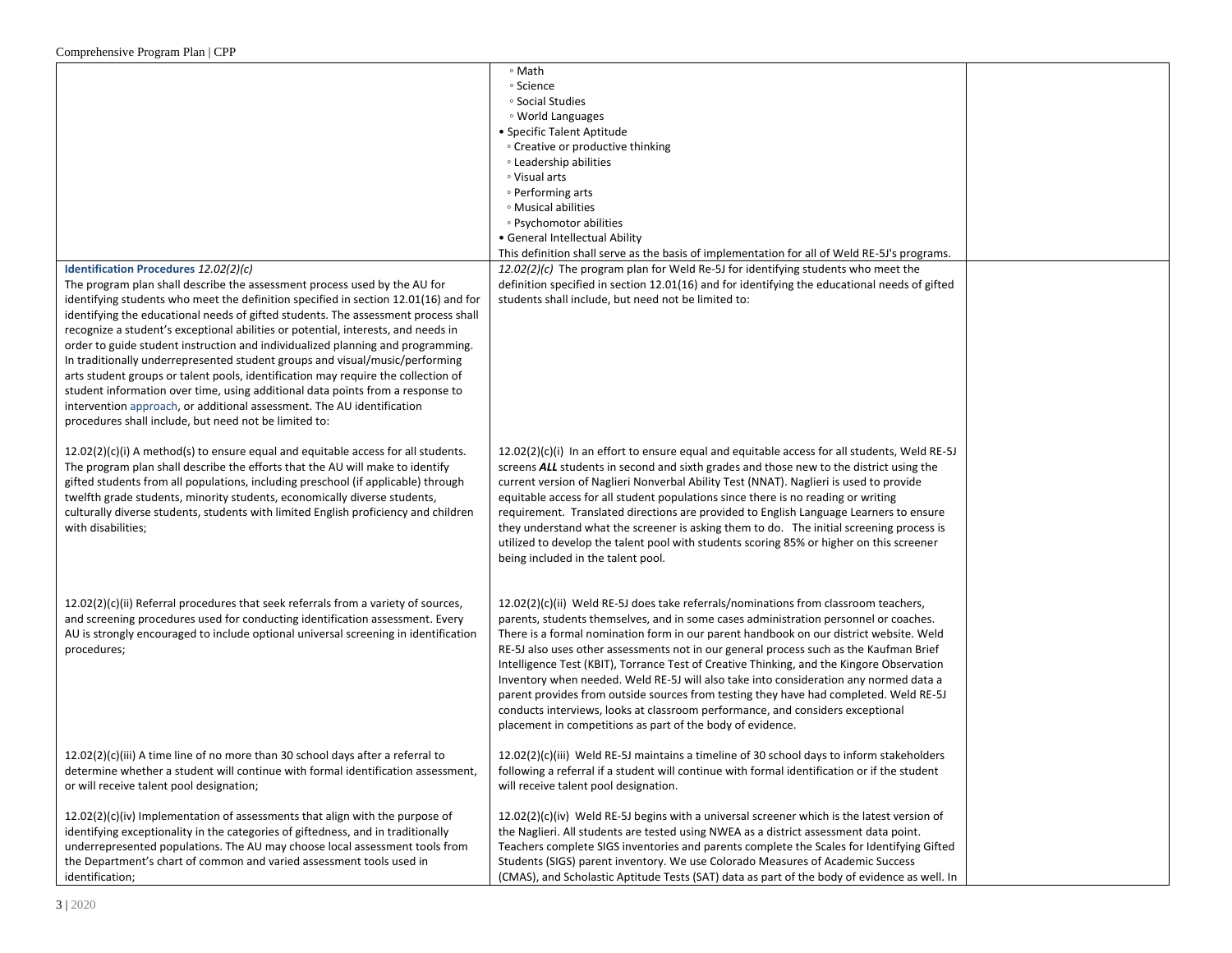| | | |
|---|---|---|
| | ◦ Math<br>◦ Science<br>◦ Social Studies<br>◦ World Languages<br>• Specific Talent Aptitude<br>◦ Creative or productive thinking<br>◦ Leadership abilities<br>◦ Visual arts<br>◦ Performing arts<br>◦ Musical abilities<br>◦ Psychomotor abilities<br>• General Intellectual Ability<br>This definition shall serve as the basis of implementation for all of Weld RE-5J's programs. | |
| **Identification Procedures** *12.02(2)(c)*<br>The program plan shall describe the assessment process used by the AU for identifying students who meet the definition specified in section 12.01(16) and for identifying the educational needs of gifted students. The assessment process shall recognize a student's exceptional abilities or potential, interests, and needs in order to guide student instruction and individualized planning and programming. In traditionally underrepresented student groups and visual/music/performing arts student groups or talent pools, identification may require the collection of student information over time, using additional data points from a response to intervention approach, or additional assessment. The AU identification procedures shall include, but need not be limited to:<br><br>12.02(2)(c)(i) A method(s) to ensure equal and equitable access for all students. The program plan shall describe the efforts that the AU will make to identify gifted students from all populations, including preschool (if applicable) through twelfth grade students, minority students, economically diverse students, culturally diverse students, students with limited English proficiency and children with disabilities;<br><br>12.02(2)(c)(ii) Referral procedures that seek referrals from a variety of sources, and screening procedures used for conducting identification assessment. Every AU is strongly encouraged to include optional universal screening in identification procedures;<br><br>12.02(2)(c)(iii) A time line of no more than 30 school days after a referral to determine whether a student will continue with formal identification assessment, or will receive talent pool designation;<br><br>12.02(2)(c)(iv) Implementation of assessments that align with the purpose of identifying exceptionality in the categories of giftedness, and in traditionally underrepresented populations. The AU may choose local assessment tools from the Department's chart of common and varied assessment tools used in identification; | *12.02(2)(c)* The program plan for Weld Re-5J for identifying students who meet the definition specified in section 12.01(16) and for identifying the educational needs of gifted students shall include, but need not be limited to:<br><br>12.02(2)(c)(i) In an effort to ensure equal and equitable access for all students, Weld RE-5J screens ***ALL*** students in second and sixth grades and those new to the district using the current version of Naglieri Nonverbal Ability Test (NNAT). Naglieri is used to provide equitable access for all student populations since there is no reading or writing requirement. Translated directions are provided to English Language Learners to ensure they understand what the screener is asking them to do. The initial screening process is utilized to develop the talent pool with students scoring 85% or higher on this screener being included in the talent pool.<br><br>12.02(2)(c)(ii) Weld RE-5J does take referrals/nominations from classroom teachers, parents, students themselves, and in some cases administration personnel or coaches. There is a formal nomination form in our parent handbook on our district website. Weld RE-5J also uses other assessments not in our general process such as the Kaufman Brief Intelligence Test (KBIT), Torrance Test of Creative Thinking, and the Kingore Observation Inventory when needed. Weld RE-5J will also take into consideration any normed data a parent provides from outside sources from testing they have had completed. Weld RE-5J conducts interviews, looks at classroom performance, and considers exceptional placement in competitions as part of the body of evidence.<br><br>12.02(2)(c)(iii) Weld RE-5J maintains a timeline of 30 school days to inform stakeholders following a referral if a student will continue with formal identification or if the student will receive talent pool designation.<br><br>12.02(2)(c)(iv) Weld RE-5J begins with a universal screener which is the latest version of the Naglieri. All students are tested using NWEA as a district assessment data point. Teachers complete SIGS inventories and parents complete the Scales for Identifying Gifted Students (SIGS) parent inventory. We use Colorado Measures of Academic Success (CMAS), and Scholastic Aptitude Tests (SAT) data as part of the body of evidence as well. In | |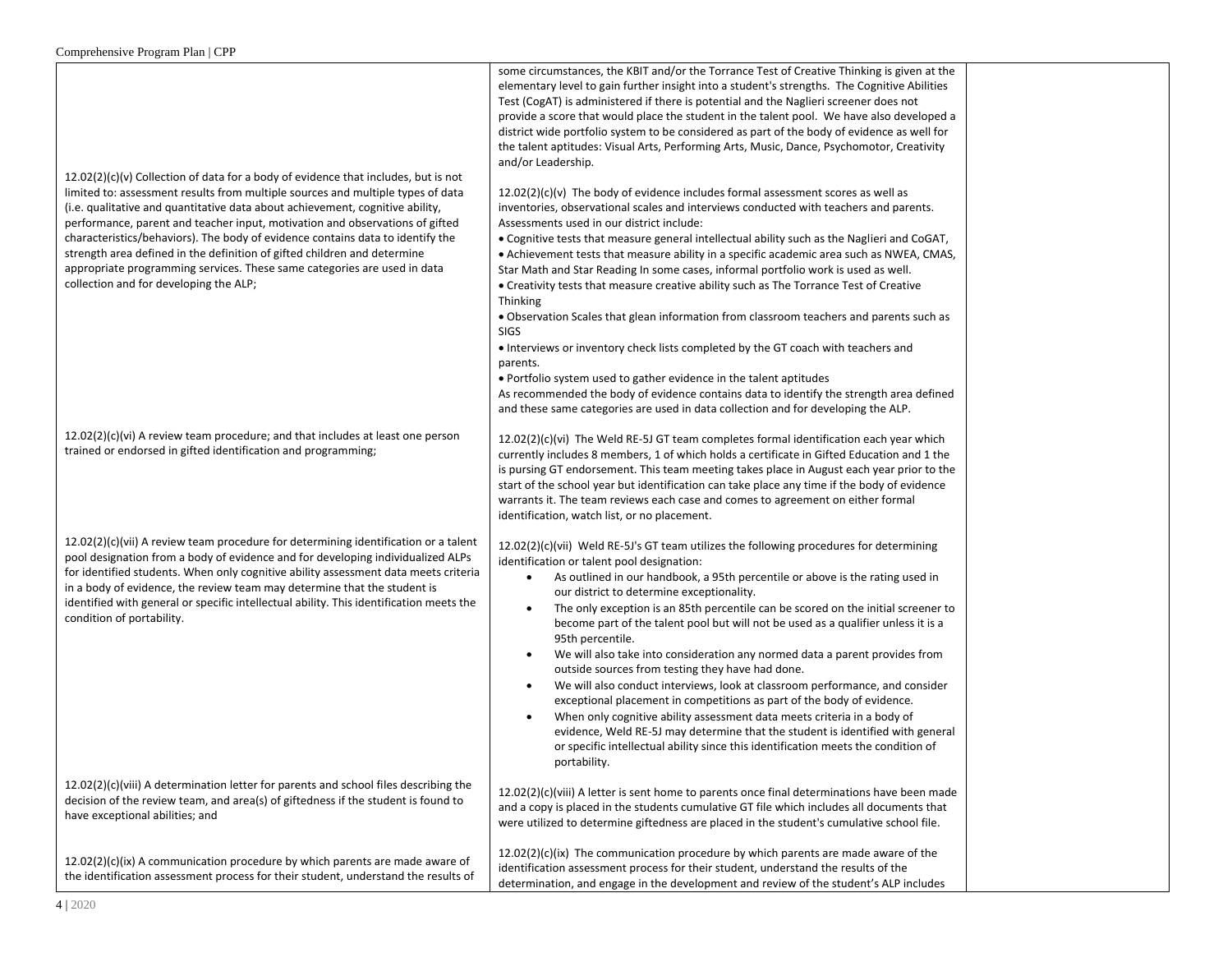| | | |
|---|---|---|
| | some circumstances, the KBIT and/or the Torrance Test of Creative Thinking is given at the elementary level to gain further insight into a student's strengths. The Cognitive Abilities Test (CogAT) is administered if there is potential and the Naglieri screener does not provide a score that would place the student in the talent pool. We have also developed a district wide portfolio system to be considered as part of the body of evidence as well for the talent aptitudes: Visual Arts, Performing Arts, Music, Dance, Psychomotor, Creativity and/or Leadership. | |
| 12.02(2)(c)(v) Collection of data for a body of evidence that includes, but is not limited to: assessment results from multiple sources and multiple types of data (i.e. qualitative and quantitative data about achievement, cognitive ability, performance, parent and teacher input, motivation and observations of gifted characteristics/behaviors). The body of evidence contains data to identify the strength area defined in the definition of gifted children and determine appropriate programming services. These same categories are used in data collection and for developing the ALP; | 12.02(2)(c)(v) The body of evidence includes formal assessment scores as well as inventories, observational scales and interviews conducted with teachers and parents. Assessments used in our district include:<br>• Cognitive tests that measure general intellectual ability such as the Naglieri and CoGAT,<br>• Achievement tests that measure ability in a specific academic area such as NWEA, CMAS, Star Math and Star Reading In some cases, informal portfolio work is used as well.<br>• Creativity tests that measure creative ability such as The Torrance Test of Creative Thinking<br>• Observation Scales that glean information from classroom teachers and parents such as SIGS<br>• Interviews or inventory check lists completed by the GT coach with teachers and parents.<br>• Portfolio system used to gather evidence in the talent aptitudes<br>As recommended the body of evidence contains data to identify the strength area defined and these same categories are used in data collection and for developing the ALP. | |
| 12.02(2)(c)(vi) A review team procedure; and that includes at least one person trained or endorsed in gifted identification and programming; | 12.02(2)(c)(vi) The Weld RE-5J GT team completes formal identification each year which currently includes 8 members, 1 of which holds a certificate in Gifted Education and 1 the is pursing GT endorsement. This team meeting takes place in August each year prior to the start of the school year but identification can take place any time if the body of evidence warrants it. The team reviews each case and comes to agreement on either formal identification, watch list, or no placement. | |
| 12.02(2)(c)(vii) A review team procedure for determining identification or a talent pool designation from a body of evidence and for developing individualized ALPs for identified students. When only cognitive ability assessment data meets criteria in a body of evidence, the review team may determine that the student is identified with general or specific intellectual ability. This identification meets the condition of portability. | 12.02(2)(c)(vii) Weld RE-5J's GT team utilizes the following procedures for determining identification or talent pool designation:<br>• As outlined in our handbook, a 95th percentile or above is the rating used in our district to determine exceptionality.<br>• The only exception is an 85th percentile can be scored on the initial screener to become part of the talent pool but will not be used as a qualifier unless it is a 95th percentile.<br>• We will also take into consideration any normed data a parent provides from outside sources from testing they have had done.<br>• We will also conduct interviews, look at classroom performance, and consider exceptional placement in competitions as part of the body of evidence.<br>• When only cognitive ability assessment data meets criteria in a body of evidence, Weld RE-5J may determine that the student is identified with general or specific intellectual ability since this identification meets the condition of portability. | |
| 12.02(2)(c)(viii) A determination letter for parents and school files describing the decision of the review team, and area(s) of giftedness if the student is found to have exceptional abilities; and | 12.02(2)(c)(viii) A letter is sent home to parents once final determinations have been made and a copy is placed in the students cumulative GT file which includes all documents that were utilized to determine giftedness are placed in the student's cumulative school file. | |
| 12.02(2)(c)(ix) A communication procedure by which parents are made aware of the identification assessment process for their student, understand the results of | 12.02(2)(c)(ix) The communication procedure by which parents are made aware of the identification assessment process for their student, understand the results of the determination, and engage in the development and review of the student's ALP includes | |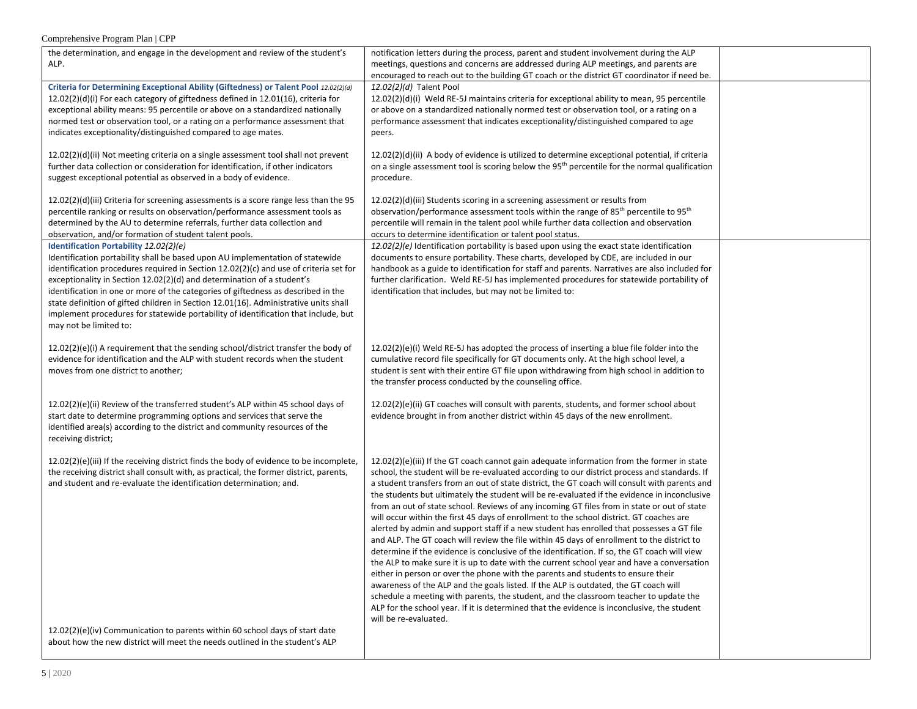| | | |
|---|---|---|
| the determination, and engage in the development and review of the student's ALP. | notification letters during the process, parent and student involvement during the ALP meetings, questions and concerns are addressed during ALP meetings, and parents are encouraged to reach out to the building GT coach or the district GT coordinator if need be. | |
| **Criteria for Determining Exceptional Ability (Giftedness) or Talent Pool** *12.02(2)(d)*<br>12.02(2)(d)(i) For each category of giftedness defined in 12.01(16), criteria for exceptional ability means: 95 percentile or above on a standardized nationally normed test or observation tool, or a rating on a performance assessment that indicates exceptionality/distinguished compared to age mates.<br><br>12.02(2)(d)(ii) Not meeting criteria on a single assessment tool shall not prevent further data collection or consideration for identification, if other indicators suggest exceptional potential as observed in a body of evidence.<br><br>12.02(2)(d)(iii) Criteria for screening assessments is a score range less than the 95 percentile ranking or results on observation/performance assessment tools as determined by the AU to determine referrals, further data collection and observation, and/or formation of student talent pools. | *12.02(2)(d)* Talent Pool<br>12.02(2)(d)(i) Weld RE-5J maintains criteria for exceptional ability to mean, 95 percentile or above on a standardized nationally normed test or observation tool, or a rating on a performance assessment that indicates exceptionality/distinguished compared to age peers.<br><br>12.02(2)(d)(ii) A body of evidence is utilized to determine exceptional potential, if criteria on a single assessment tool is scoring below the 95th percentile for the normal qualification procedure.<br><br>12.02(2)(d)(iii) Students scoring in a screening assessment or results from observation/performance assessment tools within the range of 85th percentile to 95th percentile will remain in the talent pool while further data collection and observation occurs to determine identification or talent pool status. | |
| **Identification Portability** *12.02(2)(e)*<br>Identification portability shall be based upon AU implementation of statewide identification procedures required in Section 12.02(2)(c) and use of criteria set for exceptionality in Section 12.02(2)(d) and determination of a student's identification in one or more of the categories of giftedness as described in the state definition of gifted children in Section 12.01(16). Administrative units shall implement procedures for statewide portability of identification that include, but may not be limited to:<br><br>12.02(2)(e)(i) A requirement that the sending school/district transfer the body of evidence for identification and the ALP with student records when the student moves from one district to another;<br><br>12.02(2)(e)(ii) Review of the transferred student's ALP within 45 school days of start date to determine programming options and services that serve the identified area(s) according to the district and community resources of the receiving district;<br><br>12.02(2)(e)(iii) If the receiving district finds the body of evidence to be incomplete, the receiving district shall consult with, as practical, the former district, parents, and student and re-evaluate the identification determination; and.<br><br>12.02(2)(e)(iv) Communication to parents within 60 school days of start date about how the new district will meet the needs outlined in the student's ALP | *12.02(2)(e)* Identification portability is based upon using the exact state identification documents to ensure portability. These charts, developed by CDE, are included in our handbook as a guide to identification for staff and parents. Narratives are also included for further clarification. Weld RE-5J has implemented procedures for statewide portability of identification that includes, but may not be limited to:<br><br>12.02(2)(e)(i) Weld RE-5J has adopted the process of inserting a blue file folder into the cumulative record file specifically for GT documents only. At the high school level, a student is sent with their entire GT file upon withdrawing from high school in addition to the transfer process conducted by the counseling office.<br><br>12.02(2)(e)(ii) GT coaches will consult with parents, students, and former school about evidence brought in from another district within 45 days of the new enrollment.<br><br>12.02(2)(e)(iii) If the GT coach cannot gain adequate information from the former in state school, the student will be re-evaluated according to our district process and standards. If a student transfers from an out of state district, the GT coach will consult with parents and the students but ultimately the student will be re-evaluated if the evidence in inconclusive from an out of state school. Reviews of any incoming GT files from in state or out of state will occur within the first 45 days of enrollment to the school district. GT coaches are alerted by admin and support staff if a new student has enrolled that possesses a GT file and ALP. The GT coach will review the file within 45 days of enrollment to the district to determine if the evidence is conclusive of the identification. If so, the GT coach will view the ALP to make sure it is up to date with the current school year and have a conversation either in person or over the phone with the parents and students to ensure their awareness of the ALP and the goals listed. If the ALP is outdated, the GT coach will schedule a meeting with parents, the student, and the classroom teacher to update the ALP for the school year. If it is determined that the evidence is inconclusive, the student will be re-evaluated. | |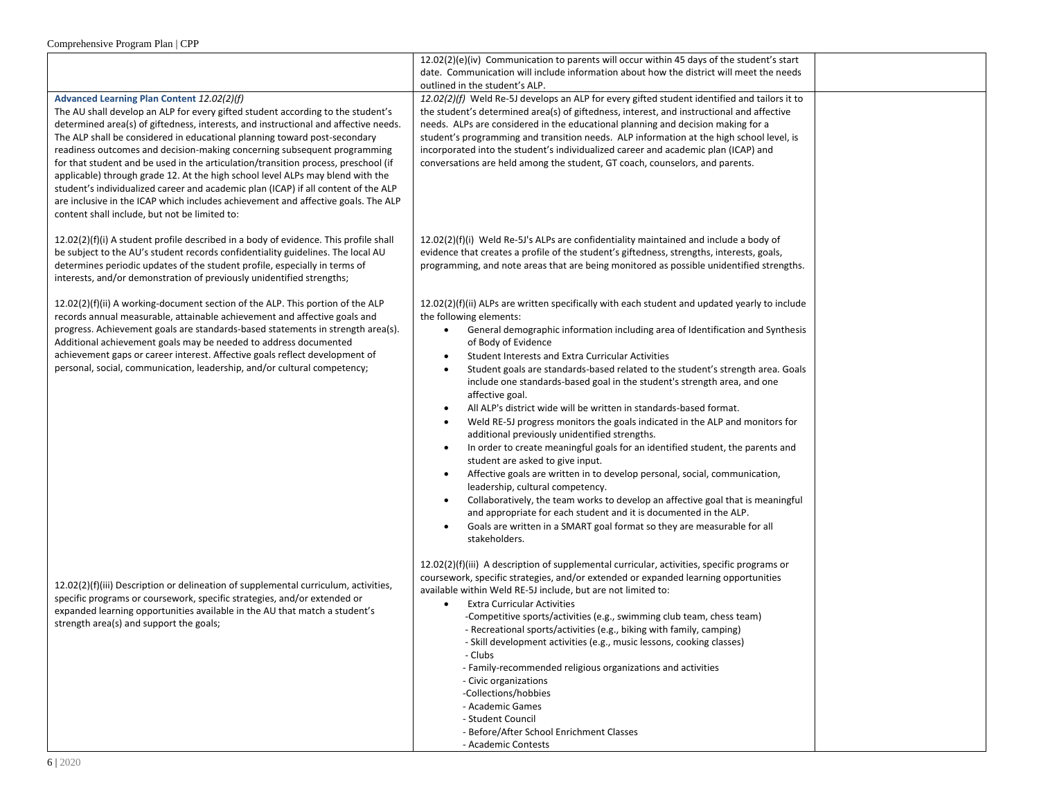| | | |
|---|---|---|
| | 12.02(2)(e)(iv) Communication to parents will occur within 45 days of the student's start date. Communication will include information about how the district will meet the needs outlined in the student's ALP. | |
| **Advanced Learning Plan Content** *12.02(2)(f)*<br>The AU shall develop an ALP for every gifted student according to the student's determined area(s) of giftedness, interests, and instructional and affective needs. The ALP shall be considered in educational planning toward post-secondary readiness outcomes and decision-making concerning subsequent programming for that student and be used in the articulation/transition process, preschool (if applicable) through grade 12. At the high school level ALPs may blend with the student's individualized career and academic plan (ICAP) if all content of the ALP are inclusive in the ICAP which includes achievement and affective goals. The ALP content shall include, but not be limited to:<br><br>12.02(2)(f)(i) A student profile described in a body of evidence. This profile shall be subject to the AU's student records confidentiality guidelines. The local AU determines periodic updates of the student profile, especially in terms of interests, and/or demonstration of previously unidentified strengths;<br><br>12.02(2)(f)(ii) A working-document section of the ALP. This portion of the ALP records annual measurable, attainable achievement and affective goals and progress. Achievement goals are standards-based statements in strength area(s). Additional achievement goals may be needed to address documented achievement gaps or career interest. Affective goals reflect development of personal, social, communication, leadership, and/or cultural competency;<br><br>12.02(2)(f)(iii) Description or delineation of supplemental curriculum, activities, specific programs or coursework, specific strategies, and/or extended or expanded learning opportunities available in the AU that match a student's strength area(s) and support the goals; | *12.02(2)(f)* Weld Re-5J develops an ALP for every gifted student identified and tailors it to the student's determined area(s) of giftedness, interest, and instructional and affective needs. ALPs are considered in the educational planning and decision making for a student's programming and transition needs. ALP information at the high school level, is incorporated into the student's individualized career and academic plan (ICAP) and conversations are held among the student, GT coach, counselors, and parents.<br><br>12.02(2)(f)(i) Weld Re-5J's ALPs are confidentiality maintained and include a body of evidence that creates a profile of the student's giftedness, strengths, interests, goals, programming, and note areas that are being monitored as possible unidentified strengths.<br><br>12.02(2)(f)(ii) ALPs are written specifically with each student and updated yearly to include the following elements:<br>• General demographic information including area of Identification and Synthesis of Body of Evidence<br>• Student Interests and Extra Curricular Activities<br>• Student goals are standards-based related to the student's strength area. Goals include one standards-based goal in the student's strength area, and one affective goal.<br>• All ALP's district wide will be written in standards-based format.<br>• Weld RE-5J progress monitors the goals indicated in the ALP and monitors for additional previously unidentified strengths.<br>• In order to create meaningful goals for an identified student, the parents and student are asked to give input.<br>• Affective goals are written in to develop personal, social, communication, leadership, cultural competency.<br>• Collaboratively, the team works to develop an affective goal that is meaningful and appropriate for each student and it is documented in the ALP.<br>• Goals are written in a SMART goal format so they are measurable for all stakeholders.<br><br>12.02(2)(f)(iii) A description of supplemental curricular, activities, specific programs or coursework, specific strategies, and/or extended or expanded learning opportunities available within Weld RE-5J include, but are not limited to:<br>• Extra Curricular Activities<br>-Competitive sports/activities (e.g., swimming club team, chess team)<br>- Recreational sports/activities (e.g., biking with family, camping)<br>- Skill development activities (e.g., music lessons, cooking classes)<br>- Clubs<br>- Family-recommended religious organizations and activities<br>- Civic organizations<br>-Collections/hobbies<br>- Academic Games<br>- Student Council<br>- Before/After School Enrichment Classes<br>- Academic Contests | |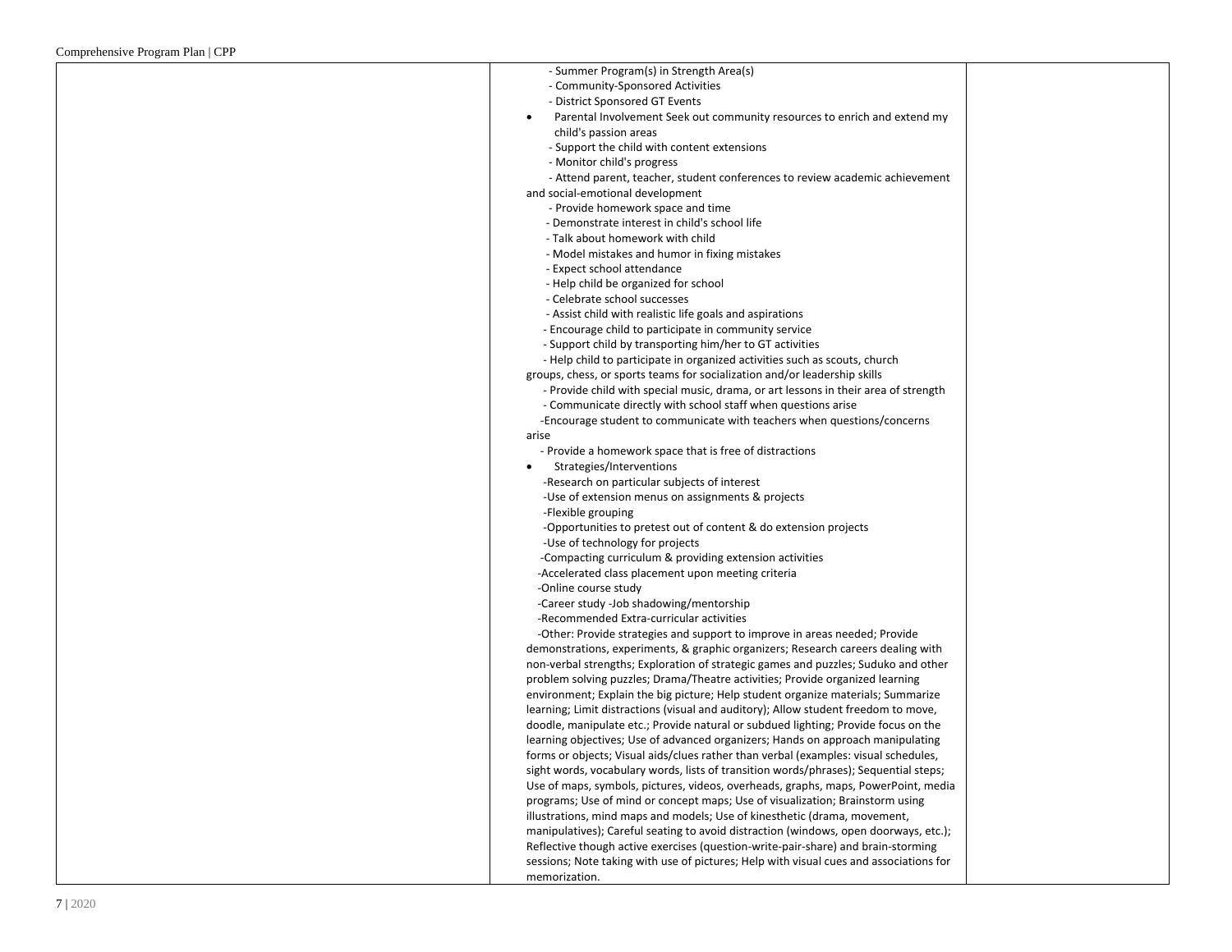| | | |
|---|---|---|
| | - Summer Program(s) in Strength Area(s)<br>- Community-Sponsored Activities<br>- District Sponsored GT Events<br>• Parental Involvement Seek out community resources to enrich and extend my child's passion areas<br>- Support the child with content extensions<br>- Monitor child's progress<br>- Attend parent, teacher, student conferences to review academic achievement and social-emotional development<br>- Provide homework space and time<br>- Demonstrate interest in child's school life<br>- Talk about homework with child<br>- Model mistakes and humor in fixing mistakes<br>- Expect school attendance<br>- Help child be organized for school<br>- Celebrate school successes<br>- Assist child with realistic life goals and aspirations<br>- Encourage child to participate in community service<br>- Support child by transporting him/her to GT activities<br>- Help child to participate in organized activities such as scouts, church groups, chess, or sports teams for socialization and/or leadership skills<br>- Provide child with special music, drama, or art lessons in their area of strength<br>- Communicate directly with school staff when questions arise<br>-Encourage student to communicate with teachers when questions/concerns arise<br>- Provide a homework space that is free of distractions<br>• Strategies/Interventions<br>-Research on particular subjects of interest<br>-Use of extension menus on assignments & projects<br>-Flexible grouping<br>-Opportunities to pretest out of content & do extension projects<br>-Use of technology for projects<br>-Compacting curriculum & providing extension activities<br>-Accelerated class placement upon meeting criteria<br>-Online course study<br>-Career study -Job shadowing/mentorship<br>-Recommended Extra-curricular activities<br>-Other: Provide strategies and support to improve in areas needed; Provide demonstrations, experiments, & graphic organizers; Research careers dealing with non-verbal strengths; Exploration of strategic games and puzzles; Suduko and other problem solving puzzles; Drama/Theatre activities; Provide organized learning environment; Explain the big picture; Help student organize materials; Summarize learning; Limit distractions (visual and auditory); Allow student freedom to move, doodle, manipulate etc.; Provide natural or subdued lighting; Provide focus on the learning objectives; Use of advanced organizers; Hands on approach manipulating forms or objects; Visual aids/clues rather than verbal (examples: visual schedules, sight words, vocabulary words, lists of transition words/phrases); Sequential steps; Use of maps, symbols, pictures, videos, overheads, graphs, maps, PowerPoint, media programs; Use of mind or concept maps; Use of visualization; Brainstorm using illustrations, mind maps and models; Use of kinesthetic (drama, movement, manipulatives); Careful seating to avoid distraction (windows, open doorways, etc.); Reflective though active exercises (question-write-pair-share) and brain-storming sessions; Note taking with use of pictures; Help with visual cues and associations for memorization. | |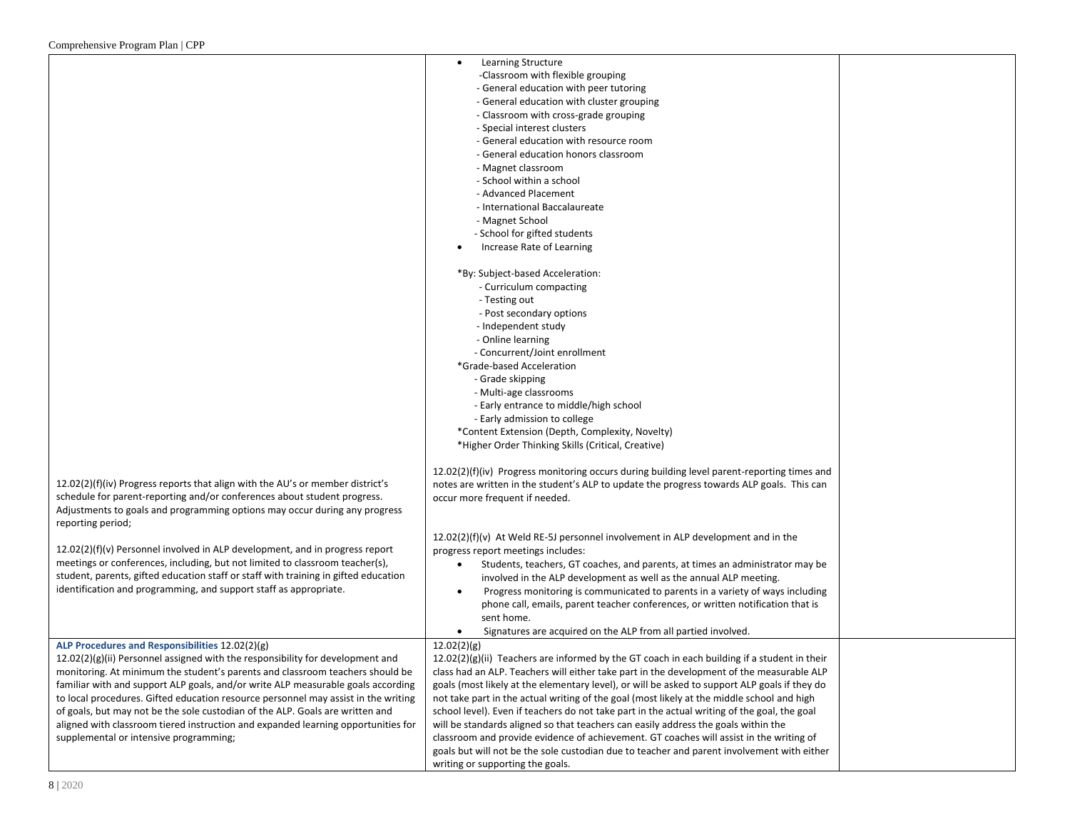| | | |
|---|---|---|
| | • Learning Structure<br>-Classroom with flexible grouping<br>- General education with peer tutoring<br>- General education with cluster grouping<br>- Classroom with cross-grade grouping<br>- Special interest clusters<br>- General education with resource room<br>- General education honors classroom<br>- Magnet classroom<br>- School within a school<br>- Advanced Placement<br>- International Baccalaureate<br>- Magnet School<br>- School for gifted students<br>• Increase Rate of Learning<br><br>*By: Subject-based Acceleration:<br>- Curriculum compacting<br>- Testing out<br>- Post secondary options<br>- Independent study<br>- Online learning<br>- Concurrent/Joint enrollment<br>*Grade-based Acceleration<br>- Grade skipping<br>- Multi-age classrooms<br>- Early entrance to middle/high school<br>- Early admission to college<br>*Content Extension (Depth, Complexity, Novelty)<br>*Higher Order Thinking Skills (Critical, Creative) | |
| 12.02(2)(f)(iv) Progress reports that align with the AU's or member district's schedule for parent-reporting and/or conferences about student progress. Adjustments to goals and programming options may occur during any progress reporting period;<br><br>12.02(2)(f)(v) Personnel involved in ALP development, and in progress report meetings or conferences, including, but not limited to classroom teacher(s), student, parents, gifted education staff or staff with training in gifted education identification and programming, and support staff as appropriate. | 12.02(2)(f)(iv) Progress monitoring occurs during building level parent-reporting times and notes are written in the student's ALP to update the progress towards ALP goals. This can occur more frequent if needed.<br><br>12.02(2)(f)(v) At Weld RE-5J personnel involvement in ALP development and in the progress report meetings includes:<br>• Students, teachers, GT coaches, and parents, at times an administrator may be involved in the ALP development as well as the annual ALP meeting.<br>• Progress monitoring is communicated to parents in a variety of ways including phone call, emails, parent teacher conferences, or written notification that is sent home.<br>• Signatures are acquired on the ALP from all partied involved. | |
| **ALP Procedures and Responsibilities** 12.02(2)(g)<br>12.02(2)(g)(ii) Personnel assigned with the responsibility for development and monitoring. At minimum the student's parents and classroom teachers should be familiar with and support ALP goals, and/or write ALP measurable goals according to local procedures. Gifted education resource personnel may assist in the writing of goals, but may not be the sole custodian of the ALP. Goals are written and aligned with classroom tiered instruction and expanded learning opportunities for supplemental or intensive programming; | 12.02(2)(g)<br>12.02(2)(g)(ii) Teachers are informed by the GT coach in each building if a student in their class had an ALP. Teachers will either take part in the development of the measurable ALP goals (most likely at the elementary level), or will be asked to support ALP goals if they do not take part in the actual writing of the goal (most likely at the middle school and high school level). Even if teachers do not take part in the actual writing of the goal, the goal will be standards aligned so that teachers can easily address the goals within the classroom and provide evidence of achievement. GT coaches will assist in the writing of goals but will not be the sole custodian due to teacher and parent involvement with either writing or supporting the goals. | |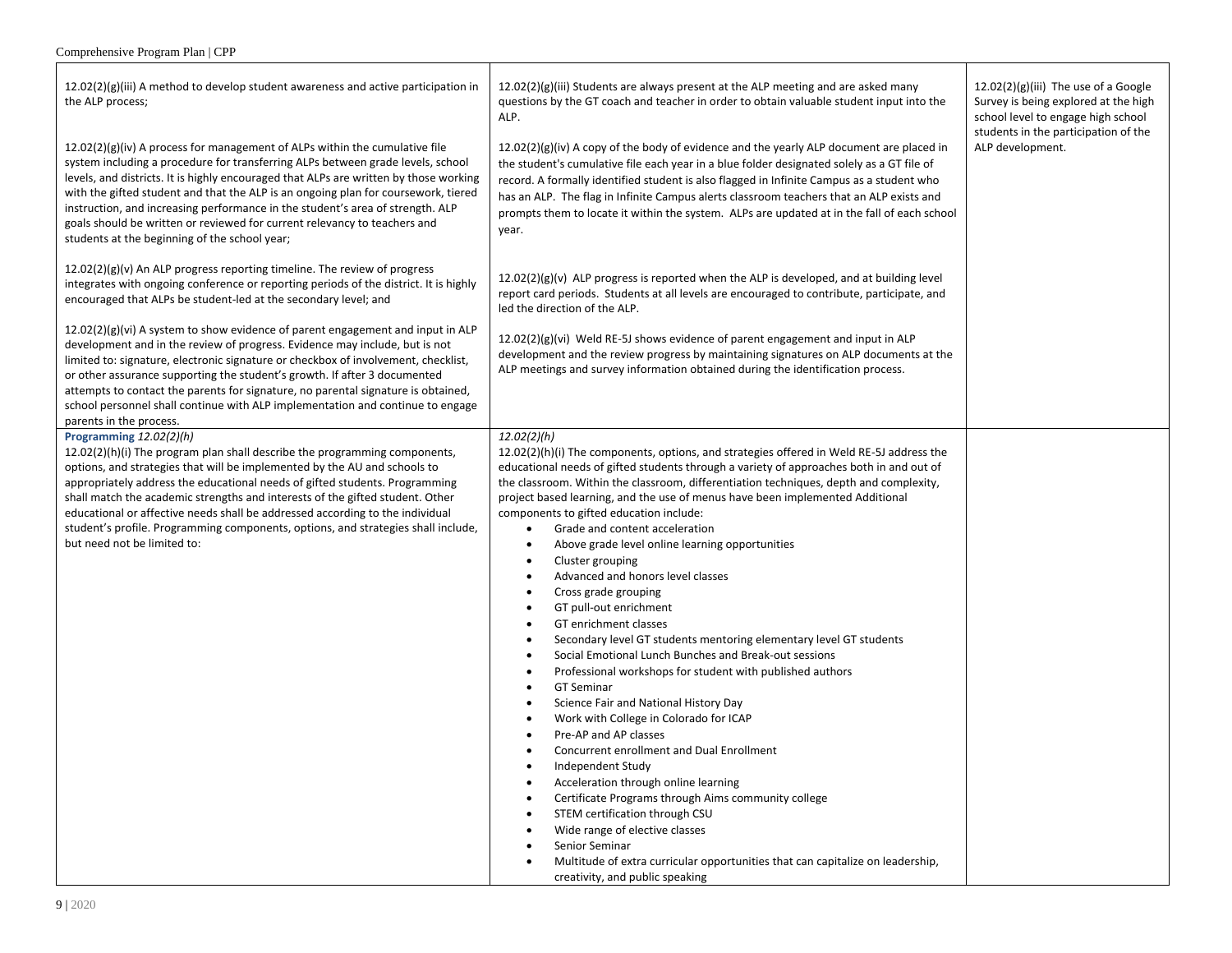| | | |
|---|---|---|
| 12.02(2)(g)(iii) A method to develop student awareness and active participation in the ALP process;<br><br>12.02(2)(g)(iv) A process for management of ALPs within the cumulative file system including a procedure for transferring ALPs between grade levels, school levels, and districts. It is highly encouraged that ALPs are written by those working with the gifted student and that the ALP is an ongoing plan for coursework, tiered instruction, and increasing performance in the student's area of strength. ALP goals should be written or reviewed for current relevancy to teachers and students at the beginning of the school year;<br><br>12.02(2)(g)(v) An ALP progress reporting timeline. The review of progress integrates with ongoing conference or reporting periods of the district. It is highly encouraged that ALPs be student-led at the secondary level; and<br><br>12.02(2)(g)(vi) A system to show evidence of parent engagement and input in ALP development and in the review of progress. Evidence may include, but is not limited to: signature, electronic signature or checkbox of involvement, checklist, or other assurance supporting the student's growth. If after 3 documented attempts to contact the parents for signature, no parental signature is obtained, school personnel shall continue with ALP implementation and continue to engage parents in the process. | 12.02(2)(g)(iii) Students are always present at the ALP meeting and are asked many questions by the GT coach and teacher in order to obtain valuable student input into the ALP.<br><br>12.02(2)(g)(iv) A copy of the body of evidence and the yearly ALP document are placed in the student's cumulative file each year in a blue folder designated solely as a GT file of record. A formally identified student is also flagged in Infinite Campus as a student who has an ALP. The flag in Infinite Campus alerts classroom teachers that an ALP exists and prompts them to locate it within the system. ALPs are updated at in the fall of each school year.<br><br>12.02(2)(g)(v) ALP progress is reported when the ALP is developed, and at building level report card periods. Students at all levels are encouraged to contribute, participate, and led the direction of the ALP.<br><br>12.02(2)(g)(vi) Weld RE-5J shows evidence of parent engagement and input in ALP development and the review progress by maintaining signatures on ALP documents at the ALP meetings and survey information obtained during the identification process. | 12.02(2)(g)(iii) The use of a Google Survey is being explored at the high school level to engage high school students in the participation of the ALP development. |
| **Programming** *12.02(2)(h)*<br>12.02(2)(h)(i) The program plan shall describe the programming components, options, and strategies that will be implemented by the AU and schools to appropriately address the educational needs of gifted students. Programming shall match the academic strengths and interests of the gifted student. Other educational or affective needs shall be addressed according to the individual student's profile. Programming components, options, and strategies shall include, but need not be limited to: | *12.02(2)(h)*<br>12.02(2)(h)(i) The components, options, and strategies offered in Weld RE-5J address the educational needs of gifted students through a variety of approaches both in and out of the classroom. Within the classroom, differentiation techniques, depth and complexity, project based learning, and the use of menus have been implemented Additional components to gifted education include:<br>• Grade and content acceleration<br>• Above grade level online learning opportunities<br>• Cluster grouping<br>• Advanced and honors level classes<br>• Cross grade grouping<br>• GT pull-out enrichment<br>• GT enrichment classes<br>• Secondary level GT students mentoring elementary level GT students<br>• Social Emotional Lunch Bunches and Break-out sessions<br>• Professional workshops for student with published authors<br>• GT Seminar<br>• Science Fair and National History Day<br>• Work with College in Colorado for ICAP<br>• Pre-AP and AP classes<br>• Concurrent enrollment and Dual Enrollment<br>• Independent Study<br>• Acceleration through online learning<br>• Certificate Programs through Aims community college<br>• STEM certification through CSU<br>• Wide range of elective classes<br>• Senior Seminar<br>• Multitude of extra curricular opportunities that can capitalize on leadership, creativity, and public speaking | |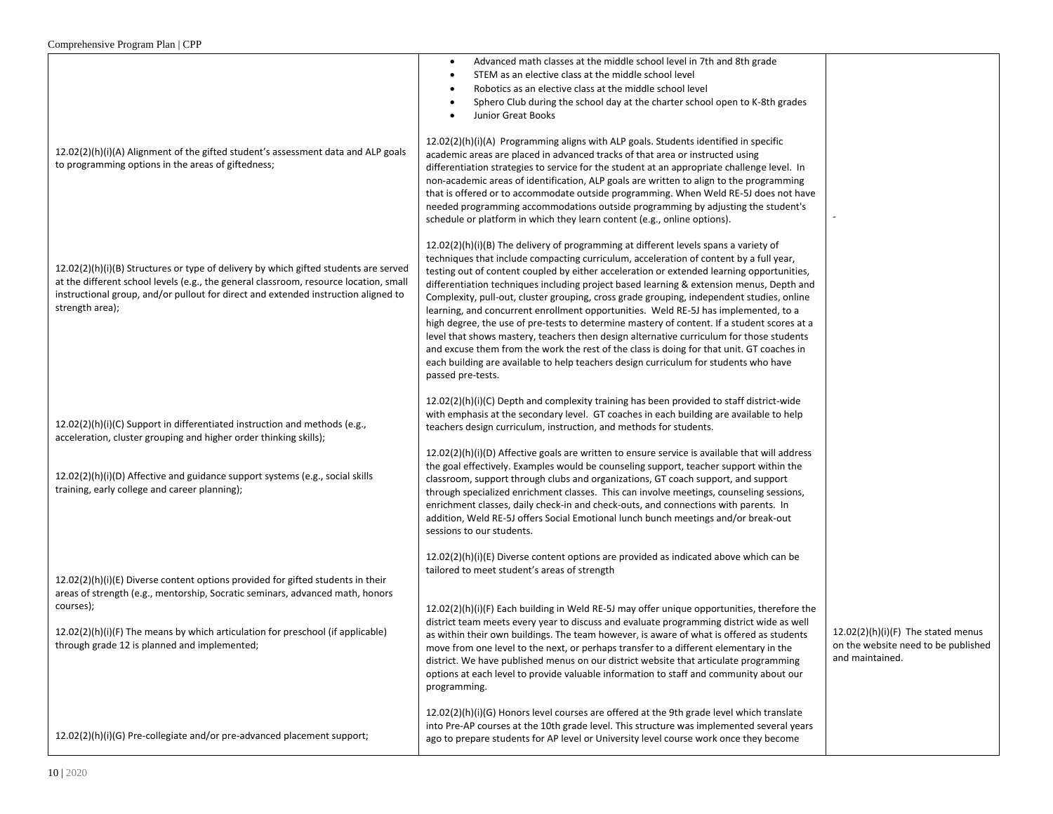| | | |
|---|---|---|
| | • Advanced math classes at the middle school level in 7th and 8th grade<br>• STEM as an elective class at the middle school level<br>• Robotics as an elective class at the middle school level<br>• Sphero Club during the school day at the charter school open to K-8th grades<br>• Junior Great Books | |
| 12.02(2)(h)(i)(A) Alignment of the gifted student's assessment data and ALP goals to programming options in the areas of giftedness; | 12.02(2)(h)(i)(A) Programming aligns with ALP goals. Students identified in specific academic areas are placed in advanced tracks of that area or instructed using differentiation strategies to service for the student at an appropriate challenge level. In non-academic areas of identification, ALP goals are written to align to the programming that is offered or to accommodate outside programming. When Weld RE-5J does not have needed programming accommodations outside programming by adjusting the student's schedule or platform in which they learn content (e.g., online options). | - |
| 12.02(2)(h)(i)(B) Structures or type of delivery by which gifted students are served at the different school levels (e.g., the general classroom, resource location, small instructional group, and/or pullout for direct and extended instruction aligned to strength area); | 12.02(2)(h)(i)(B) The delivery of programming at different levels spans a variety of techniques that include compacting curriculum, acceleration of content by a full year, testing out of content coupled by either acceleration or extended learning opportunities, differentiation techniques including project based learning & extension menus, Depth and Complexity, pull-out, cluster grouping, cross grade grouping, independent studies, online learning, and concurrent enrollment opportunities. Weld RE-5J has implemented, to a high degree, the use of pre-tests to determine mastery of content. If a student scores at a level that shows mastery, teachers then design alternative curriculum for those students and excuse them from the work the rest of the class is doing for that unit. GT coaches in each building are available to help teachers design curriculum for students who have passed pre-tests. | |
| 12.02(2)(h)(i)(C) Support in differentiated instruction and methods (e.g., acceleration, cluster grouping and higher order thinking skills); | 12.02(2)(h)(i)(C) Depth and complexity training has been provided to staff district-wide with emphasis at the secondary level. GT coaches in each building are available to help teachers design curriculum, instruction, and methods for students. | |
| 12.02(2)(h)(i)(D) Affective and guidance support systems (e.g., social skills training, early college and career planning); | 12.02(2)(h)(i)(D) Affective goals are written to ensure service is available that will address the goal effectively. Examples would be counseling support, teacher support within the classroom, support through clubs and organizations, GT coach support, and support through specialized enrichment classes. This can involve meetings, counseling sessions, enrichment classes, daily check-in and check-outs, and connections with parents. In addition, Weld RE-5J offers Social Emotional lunch bunch meetings and/or break-out sessions to our students. | |
| 12.02(2)(h)(i)(E) Diverse content options provided for gifted students in their areas of strength (e.g., mentorship, Socratic seminars, advanced math, honors courses); | 12.02(2)(h)(i)(E) Diverse content options are provided as indicated above which can be tailored to meet student's areas of strength | |
| 12.02(2)(h)(i)(F) The means by which articulation for preschool (if applicable) through grade 12 is planned and implemented; | 12.02(2)(h)(i)(F) Each building in Weld RE-5J may offer unique opportunities, therefore the district team meets every year to discuss and evaluate programming district wide as well as within their own buildings. The team however, is aware of what is offered as students move from one level to the next, or perhaps transfer to a different elementary in the district. We have published menus on our district website that articulate programming options at each level to provide valuable information to staff and community about our programming. | 12.02(2)(h)(i)(F) The stated menus on the website need to be published and maintained. |
| 12.02(2)(h)(i)(G) Pre-collegiate and/or pre-advanced placement support; | 12.02(2)(h)(i)(G) Honors level courses are offered at the 9th grade level which translate into Pre-AP courses at the 10th grade level. This structure was implemented several years ago to prepare students for AP level or University level course work once they become | |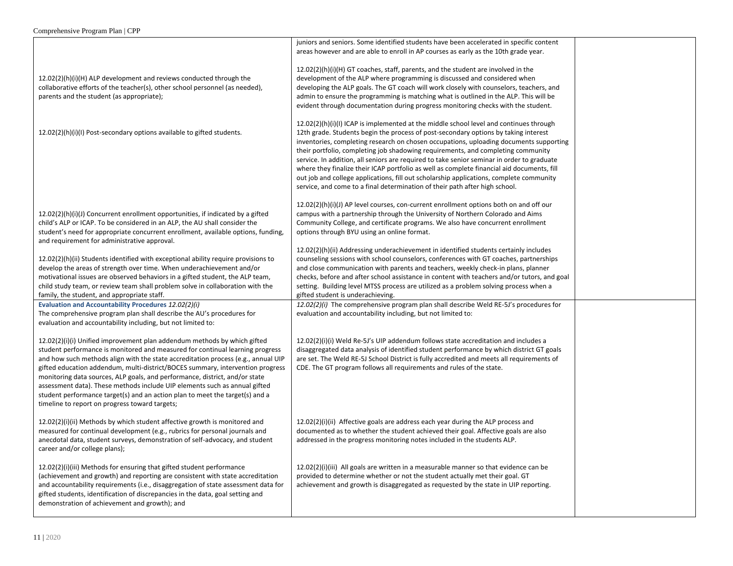| | | |
|---|---|---|
| | juniors and seniors. Some identified students have been accelerated in specific content areas however and are able to enroll in AP courses as early as the 10th grade year. | |
| 12.02(2)(h)(i)(H) ALP development and reviews conducted through the collaborative efforts of the teacher(s), other school personnel (as needed), parents and the student (as appropriate); | 12.02(2)(h)(i)(H) GT coaches, staff, parents, and the student are involved in the development of the ALP where programming is discussed and considered when developing the ALP goals. The GT coach will work closely with counselors, teachers, and admin to ensure the programming is matching what is outlined in the ALP. This will be evident through documentation during progress monitoring checks with the student. | |
| 12.02(2)(h)(i)(I) Post-secondary options available to gifted students. | 12.02(2)(h)(i)(I) ICAP is implemented at the middle school level and continues through 12th grade. Students begin the process of post-secondary options by taking interest inventories, completing research on chosen occupations, uploading documents supporting their portfolio, completing job shadowing requirements, and completing community service. In addition, all seniors are required to take senior seminar in order to graduate where they finalize their ICAP portfolio as well as complete financial aid documents, fill out job and college applications, fill out scholarship applications, complete community service, and come to a final determination of their path after high school. | |
| 12.02(2)(h)(i)(J) Concurrent enrollment opportunities, if indicated by a gifted child's ALP or ICAP. To be considered in an ALP, the AU shall consider the student's need for appropriate concurrent enrollment, available options, funding, and requirement for administrative approval. | 12.02(2)(h)(i)(J) AP level courses, con-current enrollment options both on and off our campus with a partnership through the University of Northern Colorado and Aims Community College, and certificate programs. We also have concurrent enrollment options through BYU using an online format. | |
| 12.02(2)(h)(ii) Students identified with exceptional ability require provisions to develop the areas of strength over time. When underachievement and/or motivational issues are observed behaviors in a gifted student, the ALP team, child study team, or review team shall problem solve in collaboration with the family, the student, and appropriate staff. | 12.02(2)(h)(ii) Addressing underachievement in identified students certainly includes counseling sessions with school counselors, conferences with GT coaches, partnerships and close communication with parents and teachers, weekly check-in plans, planner checks, before and after school assistance in content with teachers and/or tutors, and goal setting. Building level MTSS process are utilized as a problem solving process when a gifted student is underachieving. | |
| **Evaluation and Accountability Procedures** *12.02(2)(i)*<br>The comprehensive program plan shall describe the AU's procedures for evaluation and accountability including, but not limited to:<br><br>12.02(2)(i)(i) Unified improvement plan addendum methods by which gifted student performance is monitored and measured for continual learning progress and how such methods align with the state accreditation process (e.g., annual UIP gifted education addendum, multi-district/BOCES summary, intervention progress monitoring data sources, ALP goals, and performance, district, and/or state assessment data). These methods include UIP elements such as annual gifted student performance target(s) and an action plan to meet the target(s) and a timeline to report on progress toward targets;<br><br>12.02(2)(i)(ii) Methods by which student affective growth is monitored and measured for continual development (e.g., rubrics for personal journals and anecdotal data, student surveys, demonstration of self-advocacy, and student career and/or college plans);<br><br>12.02(2)(i)(iii) Methods for ensuring that gifted student performance (achievement and growth) and reporting are consistent with state accreditation and accountability requirements (i.e., disaggregation of state assessment data for gifted students, identification of discrepancies in the data, goal setting and demonstration of achievement and growth); and | *12.02(2)(i)* The comprehensive program plan shall describe Weld RE-5J's procedures for evaluation and accountability including, but not limited to:<br><br>12.02(2)(i)(i) Weld Re-5J's UIP addendum follows state accreditation and includes a disaggregated data analysis of identified student performance by which district GT goals are set. The Weld RE-5J School District is fully accredited and meets all requirements of CDE. The GT program follows all requirements and rules of the state.<br><br>12.02(2)(i)(ii) Affective goals are address each year during the ALP process and documented as to whether the student achieved their goal. Affective goals are also addressed in the progress monitoring notes included in the students ALP.<br><br>12.02(2)(i)(iii) All goals are written in a measurable manner so that evidence can be provided to determine whether or not the student actually met their goal. GT achievement and growth is disaggregated as requested by the state in UIP reporting. | |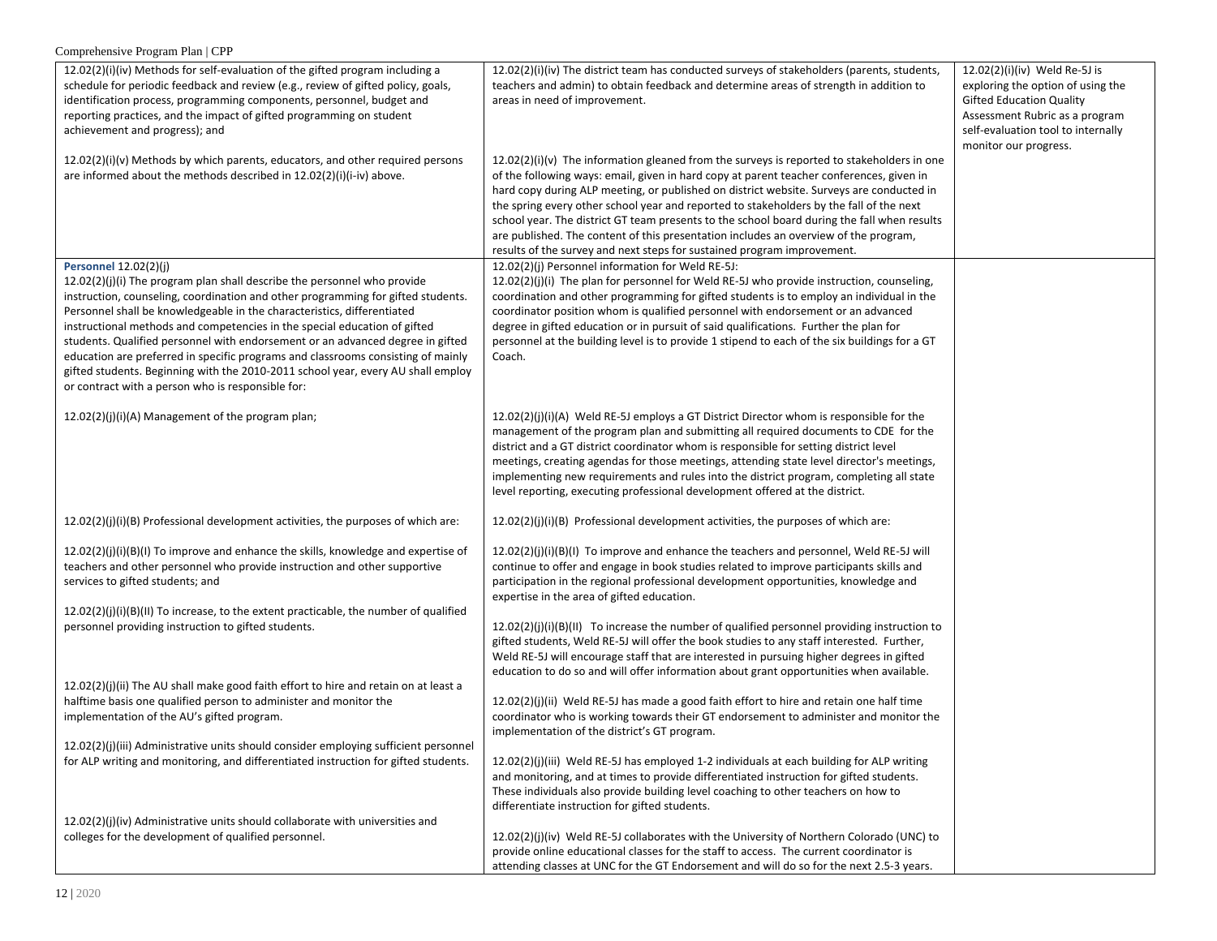| | | |
|---|---|---|
| 12.02(2)(i)(iv) Methods for self-evaluation of the gifted program including a schedule for periodic feedback and review (e.g., review of gifted policy, goals, identification process, programming components, personnel, budget and reporting practices, and the impact of gifted programming on student achievement and progress); and<br><br>12.02(2)(i)(v) Methods by which parents, educators, and other required persons are informed about the methods described in 12.02(2)(i)(i-iv) above. | 12.02(2)(i)(iv) The district team has conducted surveys of stakeholders (parents, students, teachers and admin) to obtain feedback and determine areas of strength in addition to areas in need of improvement.<br><br>12.02(2)(i)(v) The information gleaned from the surveys is reported to stakeholders in one of the following ways: email, given in hard copy at parent teacher conferences, given in hard copy during ALP meeting, or published on district website. Surveys are conducted in the spring every other school year and reported to stakeholders by the fall of the next school year. The district GT team presents to the school board during the fall when results are published. The content of this presentation includes an overview of the program, results of the survey and next steps for sustained program improvement. | 12.02(2)(i)(iv) Weld Re-5J is exploring the option of using the Gifted Education Quality Assessment Rubric as a program self-evaluation tool to internally monitor our progress. |
| **Personnel** 12.02(2)(j)<br>12.02(2)(j)(i) The program plan shall describe the personnel who provide instruction, counseling, coordination and other programming for gifted students. Personnel shall be knowledgeable in the characteristics, differentiated instructional methods and competencies in the special education of gifted students. Qualified personnel with endorsement or an advanced degree in gifted education are preferred in specific programs and classrooms consisting of mainly gifted students. Beginning with the 2010-2011 school year, every AU shall employ or contract with a person who is responsible for:<br><br>12.02(2)(j)(i)(A) Management of the program plan;<br><br>12.02(2)(j)(i)(B) Professional development activities, the purposes of which are:<br><br>12.02(2)(j)(i)(B)(I) To improve and enhance the skills, knowledge and expertise of teachers and other personnel who provide instruction and other supportive services to gifted students; and<br><br>12.02(2)(j)(i)(B)(II) To increase, to the extent practicable, the number of qualified personnel providing instruction to gifted students.<br><br>12.02(2)(j)(ii) The AU shall make good faith effort to hire and retain on at least a halftime basis one qualified person to administer and monitor the implementation of the AU's gifted program.<br><br>12.02(2)(j)(iii) Administrative units should consider employing sufficient personnel for ALP writing and monitoring, and differentiated instruction for gifted students.<br><br>12.02(2)(j)(iv) Administrative units should collaborate with universities and colleges for the development of qualified personnel. | 12.02(2)(j) Personnel information for Weld RE-5J:<br>12.02(2)(j)(i) The plan for personnel for Weld RE-5J who provide instruction, counseling, coordination and other programming for gifted students is to employ an individual in the coordinator position whom is qualified personnel with endorsement or an advanced degree in gifted education or in pursuit of said qualifications. Further the plan for personnel at the building level is to provide 1 stipend to each of the six buildings for a GT Coach.<br><br>12.02(2)(j)(i)(A) Weld RE-5J employs a GT District Director whom is responsible for the management of the program plan and submitting all required documents to CDE for the district and a GT district coordinator whom is responsible for setting district level meetings, creating agendas for those meetings, attending state level director's meetings, implementing new requirements and rules into the district program, completing all state level reporting, executing professional development offered at the district.<br><br>12.02(2)(j)(i)(B) Professional development activities, the purposes of which are:<br><br>12.02(2)(j)(i)(B)(I) To improve and enhance the teachers and personnel, Weld RE-5J will continue to offer and engage in book studies related to improve participants skills and participation in the regional professional development opportunities, knowledge and expertise in the area of gifted education.<br><br>12.02(2)(j)(i)(B)(II) To increase the number of qualified personnel providing instruction to gifted students, Weld RE-5J will offer the book studies to any staff interested. Further, Weld RE-5J will encourage staff that are interested in pursuing higher degrees in gifted education to do so and will offer information about grant opportunities when available.<br><br>12.02(2)(j)(ii) Weld RE-5J has made a good faith effort to hire and retain one half time coordinator who is working towards their GT endorsement to administer and monitor the implementation of the district's GT program.<br><br>12.02(2)(j)(iii) Weld RE-5J has employed 1-2 individuals at each building for ALP writing and monitoring, and at times to provide differentiated instruction for gifted students. These individuals also provide building level coaching to other teachers on how to differentiate instruction for gifted students.<br><br>12.02(2)(j)(iv) Weld RE-5J collaborates with the University of Northern Colorado (UNC) to provide online educational classes for the staff to access. The current coordinator is attending classes at UNC for the GT Endorsement and will do so for the next 2.5-3 years. | |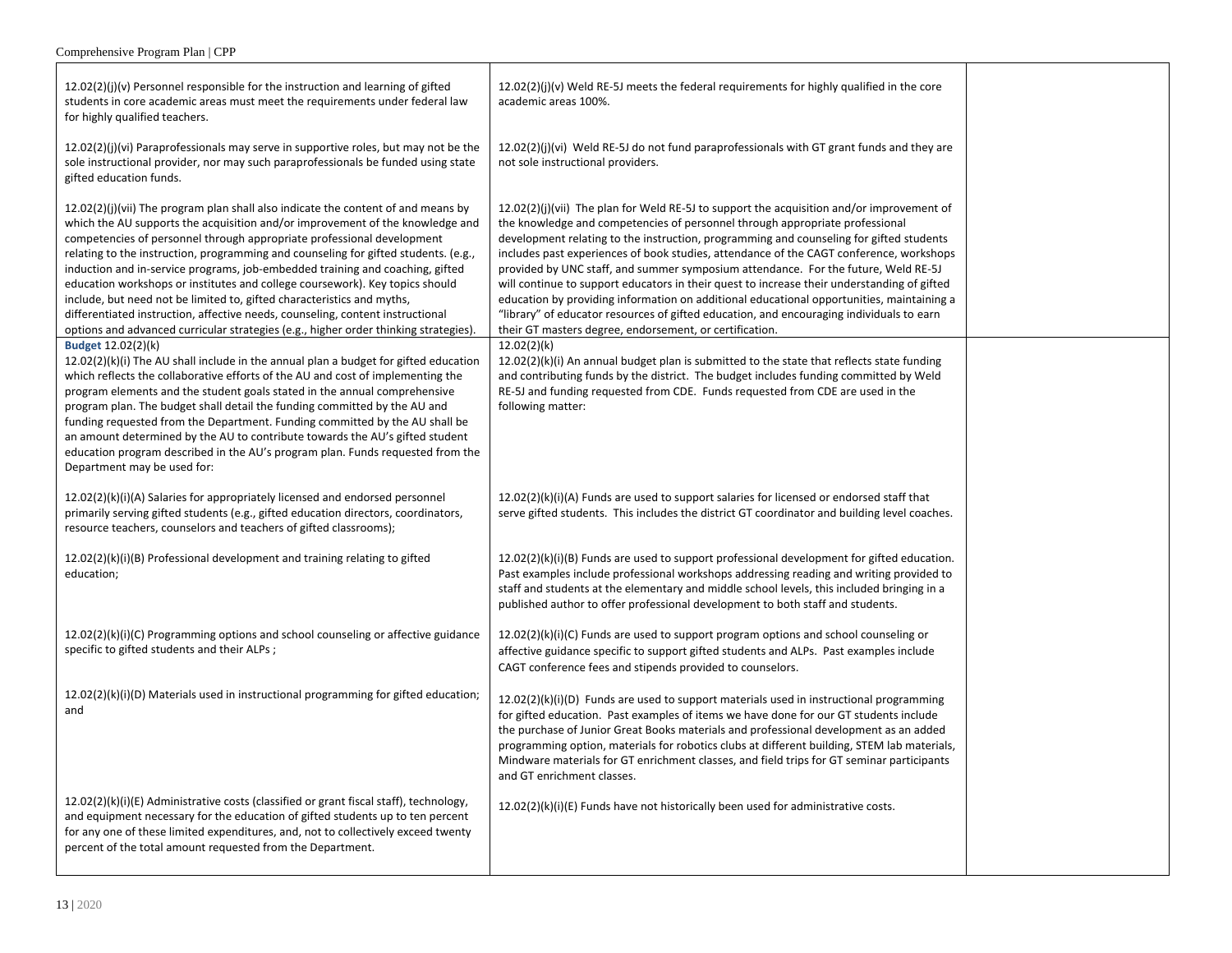| | | |
|---|---|---|
| 12.02(2)(j)(v) Personnel responsible for the instruction and learning of gifted students in core academic areas must meet the requirements under federal law for highly qualified teachers.<br><br>12.02(2)(j)(vi) Paraprofessionals may serve in supportive roles, but may not be the sole instructional provider, nor may such paraprofessionals be funded using state gifted education funds.<br><br>12.02(2)(j)(vii) The program plan shall also indicate the content of and means by which the AU supports the acquisition and/or improvement of the knowledge and competencies of personnel through appropriate professional development relating to the instruction, programming and counseling for gifted students. (e.g., induction and in-service programs, job-embedded training and coaching, gifted education workshops or institutes and college coursework). Key topics should include, but need not be limited to, gifted characteristics and myths, differentiated instruction, affective needs, counseling, content instructional options and advanced curricular strategies (e.g., higher order thinking strategies). | 12.02(2)(j)(v) Weld RE-5J meets the federal requirements for highly qualified in the core academic areas 100%.<br><br>12.02(2)(j)(vi) Weld RE-5J do not fund paraprofessionals with GT grant funds and they are not sole instructional providers.<br><br>12.02(2)(j)(vii) The plan for Weld RE-5J to support the acquisition and/or improvement of the knowledge and competencies of personnel through appropriate professional development relating to the instruction, programming and counseling for gifted students includes past experiences of book studies, attendance of the CAGT conference, workshops provided by UNC staff, and summer symposium attendance. For the future, Weld RE-5J will continue to support educators in their quest to increase their understanding of gifted education by providing information on additional educational opportunities, maintaining a "library" of educator resources of gifted education, and encouraging individuals to earn their GT masters degree, endorsement, or certification. | |
| **Budget** 12.02(2)(k)<br>12.02(2)(k)(i) The AU shall include in the annual plan a budget for gifted education which reflects the collaborative efforts of the AU and cost of implementing the program elements and the student goals stated in the annual comprehensive program plan. The budget shall detail the funding committed by the AU and funding requested from the Department. Funding committed by the AU shall be an amount determined by the AU to contribute towards the AU's gifted student education program described in the AU's program plan. Funds requested from the Department may be used for:<br><br>12.02(2)(k)(i)(A) Salaries for appropriately licensed and endorsed personnel primarily serving gifted students (e.g., gifted education directors, coordinators, resource teachers, counselors and teachers of gifted classrooms);<br><br>12.02(2)(k)(i)(B) Professional development and training relating to gifted education;<br><br>12.02(2)(k)(i)(C) Programming options and school counseling or affective guidance specific to gifted students and their ALPs ;<br><br>12.02(2)(k)(i)(D) Materials used in instructional programming for gifted education; and<br><br>12.02(2)(k)(i)(E) Administrative costs (classified or grant fiscal staff), technology, and equipment necessary for the education of gifted students up to ten percent for any one of these limited expenditures, and, not to collectively exceed twenty percent of the total amount requested from the Department. | 12.02(2)(k)<br>12.02(2)(k)(i) An annual budget plan is submitted to the state that reflects state funding and contributing funds by the district. The budget includes funding committed by Weld RE-5J and funding requested from CDE. Funds requested from CDE are used in the following matter:<br><br>12.02(2)(k)(i)(A) Funds are used to support salaries for licensed or endorsed staff that serve gifted students. This includes the district GT coordinator and building level coaches.<br><br>12.02(2)(k)(i)(B) Funds are used to support professional development for gifted education. Past examples include professional workshops addressing reading and writing provided to staff and students at the elementary and middle school levels, this included bringing in a published author to offer professional development to both staff and students.<br><br>12.02(2)(k)(i)(C) Funds are used to support program options and school counseling or affective guidance specific to support gifted students and ALPs. Past examples include CAGT conference fees and stipends provided to counselors.<br><br>12.02(2)(k)(i)(D) Funds are used to support materials used in instructional programming for gifted education. Past examples of items we have done for our GT students include the purchase of Junior Great Books materials and professional development as an added programming option, materials for robotics clubs at different building, STEM lab materials, Mindware materials for GT enrichment classes, and field trips for GT seminar participants and GT enrichment classes.<br><br>12.02(2)(k)(i)(E) Funds have not historically been used for administrative costs. | |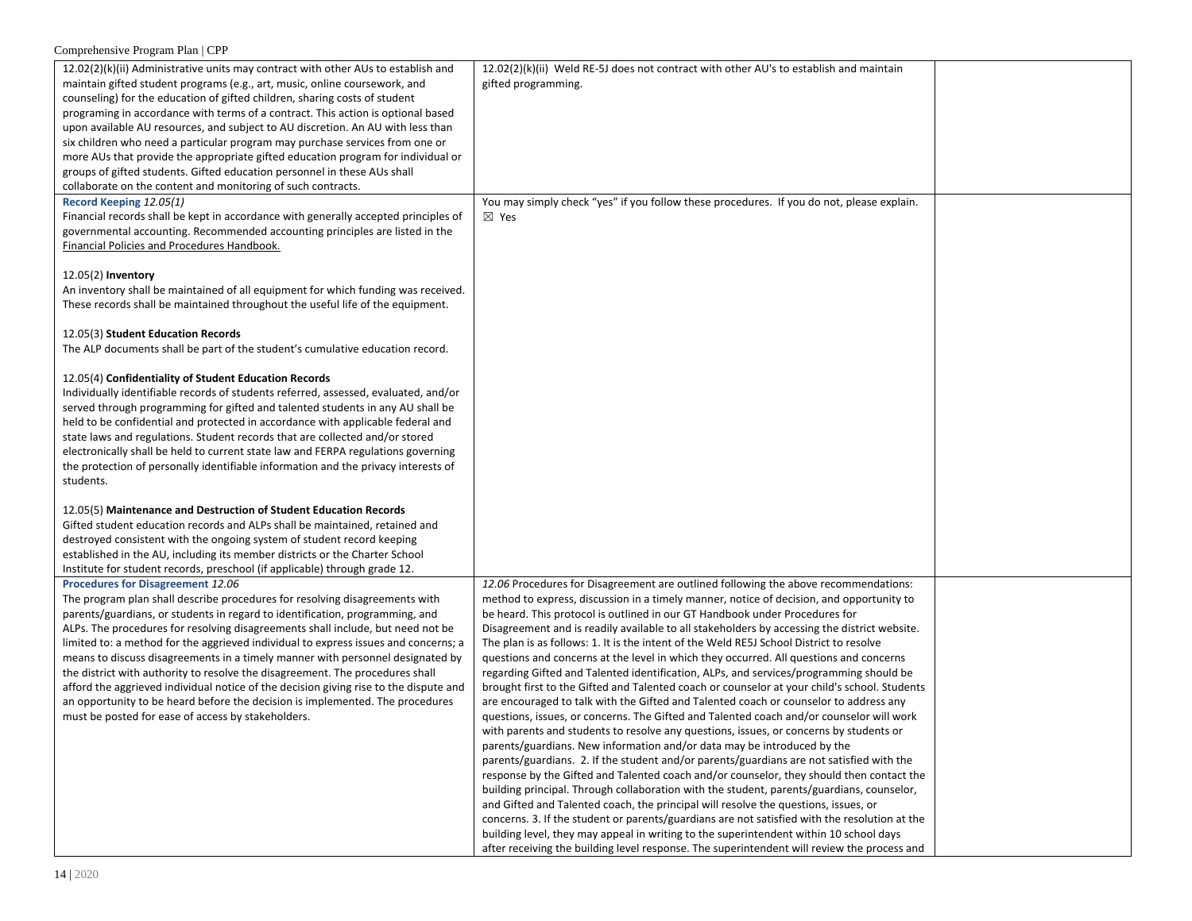| | | |
|---|---|---|
| 12.02(2)(k)(ii) Administrative units may contract with other AUs to establish and maintain gifted student programs (e.g., art, music, online coursework, and counseling) for the education of gifted children, sharing costs of student programing in accordance with terms of a contract. This action is optional based upon available AU resources, and subject to AU discretion. An AU with less than six children who need a particular program may purchase services from one or more AUs that provide the appropriate gifted education program for individual or groups of gifted students. Gifted education personnel in these AUs shall collaborate on the content and monitoring of such contracts. | 12.02(2)(k)(ii) Weld RE-5J does not contract with other AU's to establish and maintain gifted programming. | |
| **Record Keeping** *12.05(1)*<br>Financial records shall be kept in accordance with generally accepted principles of governmental accounting. Recommended accounting principles are listed in the Financial Policies and Procedures Handbook.<br><br>12.05(2) **Inventory**<br>An inventory shall be maintained of all equipment for which funding was received. These records shall be maintained throughout the useful life of the equipment.<br><br>12.05(3) **Student Education Records**<br>The ALP documents shall be part of the student's cumulative education record.<br><br>12.05(4) **Confidentiality of Student Education Records**<br>Individually identifiable records of students referred, assessed, evaluated, and/or served through programming for gifted and talented students in any AU shall be held to be confidential and protected in accordance with applicable federal and state laws and regulations. Student records that are collected and/or stored electronically shall be held to current state law and FERPA regulations governing the protection of personally identifiable information and the privacy interests of students.<br><br>12.05(5) **Maintenance and Destruction of Student Education Records**<br>Gifted student education records and ALPs shall be maintained, retained and destroyed consistent with the ongoing system of student record keeping established in the AU, including its member districts or the Charter School Institute for student records, preschool (if applicable) through grade 12. | You may simply check "yes" if you follow these procedures. If you do not, please explain.<br>☒ Yes | |
| **Procedures for Disagreement** *12.06*<br>The program plan shall describe procedures for resolving disagreements with parents/guardians, or students in regard to identification, programming, and ALPs. The procedures for resolving disagreements shall include, but need not be limited to: a method for the aggrieved individual to express issues and concerns; a means to discuss disagreements in a timely manner with personnel designated by the district with authority to resolve the disagreement. The procedures shall afford the aggrieved individual notice of the decision giving rise to the dispute and an opportunity to be heard before the decision is implemented. The procedures must be posted for ease of access by stakeholders. | *12.06* Procedures for Disagreement are outlined following the above recommendations: method to express, discussion in a timely manner, notice of decision, and opportunity to be heard. This protocol is outlined in our GT Handbook under Procedures for Disagreement and is readily available to all stakeholders by accessing the district website. The plan is as follows: 1. It is the intent of the Weld RE5J School District to resolve questions and concerns at the level in which they occurred. All questions and concerns regarding Gifted and Talented identification, ALPs, and services/programming should be brought first to the Gifted and Talented coach or counselor at your child's school. Students are encouraged to talk with the Gifted and Talented coach or counselor to address any questions, issues, or concerns. The Gifted and Talented coach and/or counselor will work with parents and students to resolve any questions, issues, or concerns by students or parents/guardians. New information and/or data may be introduced by the parents/guardians. 2. If the student and/or parents/guardians are not satisfied with the response by the Gifted and Talented coach and/or counselor, they should then contact the building principal. Through collaboration with the student, parents/guardians, counselor, and Gifted and Talented coach, the principal will resolve the questions, issues, or concerns. 3. If the student or parents/guardians are not satisfied with the resolution at the building level, they may appeal in writing to the superintendent within 10 school days after receiving the building level response. The superintendent will review the process and | |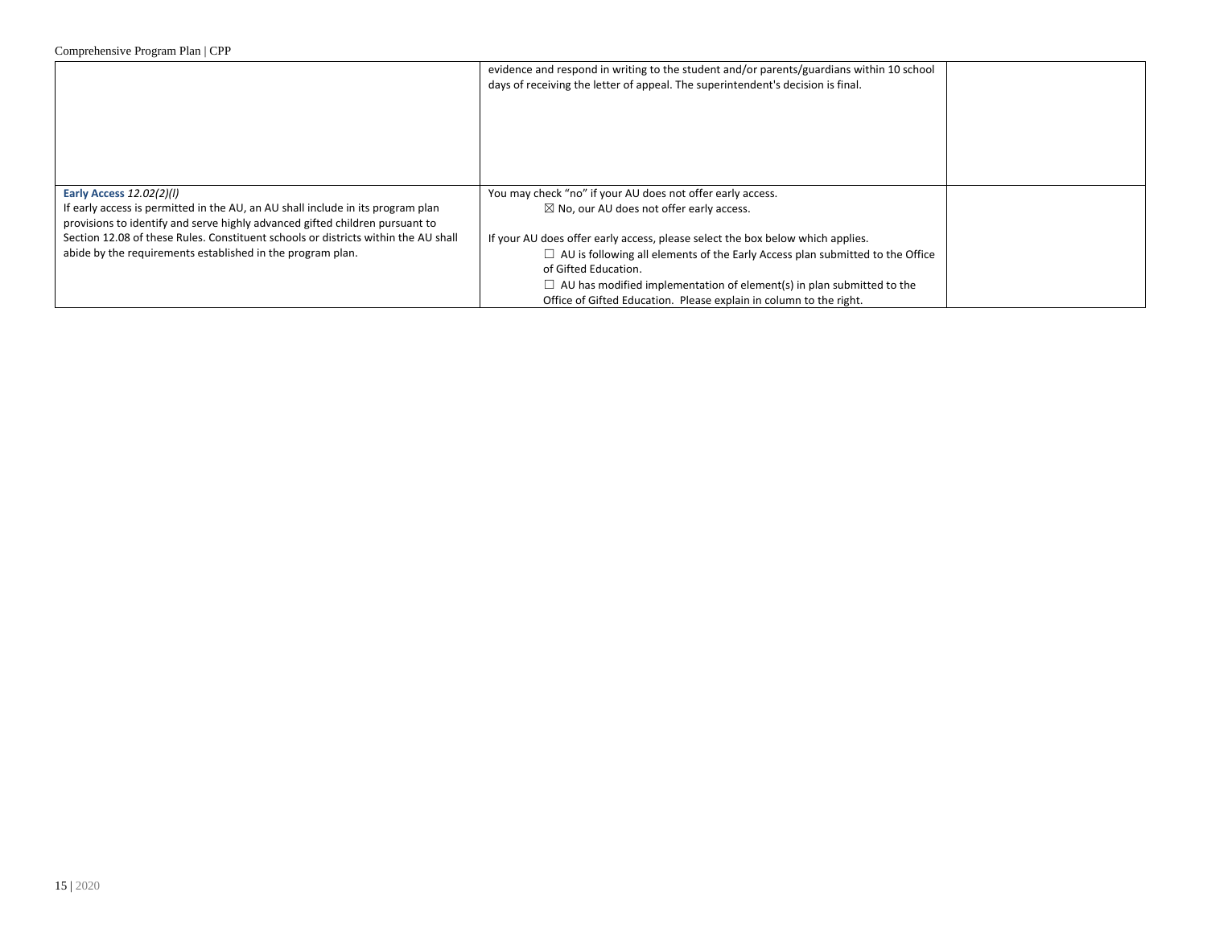| | | |
|---|---|---|
| | evidence and respond in writing to the student and/or parents/guardians within 10 school days of receiving the letter of appeal. The superintendent's decision is final. | |
| **Early Access** *12.02(2)(l)*<br>If early access is permitted in the AU, an AU shall include in its program plan provisions to identify and serve highly advanced gifted children pursuant to Section 12.08 of these Rules. Constituent schools or districts within the AU shall abide by the requirements established in the program plan. | You may check "no" if your AU does not offer early access.<br>☒ No, our AU does not offer early access.<br><br>If your AU does offer early access, please select the box below which applies.<br>☐ AU is following all elements of the Early Access plan submitted to the Office of Gifted Education.<br>☐ AU has modified implementation of element(s) in plan submitted to the Office of Gifted Education. Please explain in column to the right. | |